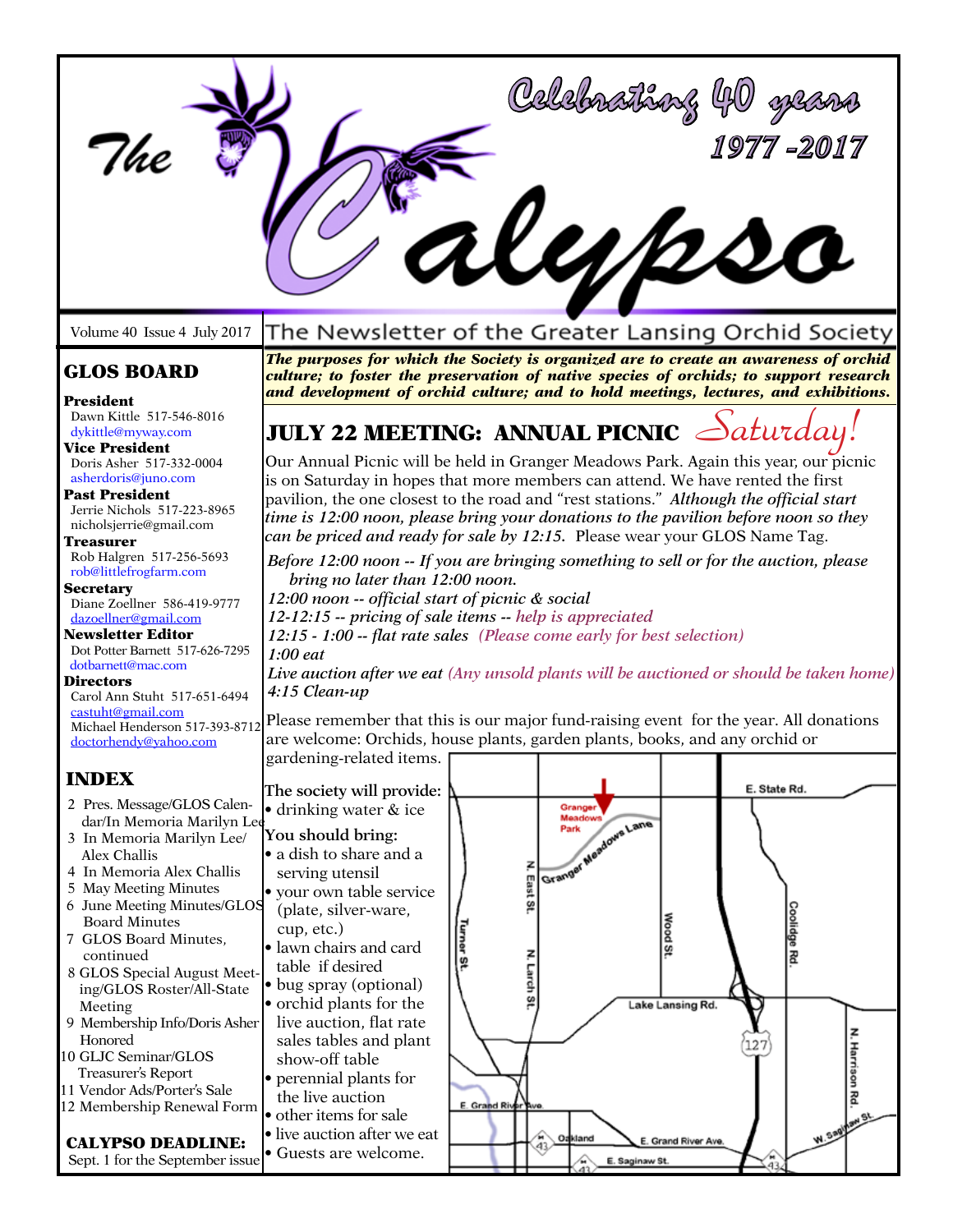# The Calypso

Celebrating 40 years
1977 -2017

Volume 40 Issue 4 July 2017

The Newsletter of the Greater Lansing Orchid Society

***The purposes for which the Society is organized are to create an awareness of orchid culture; to foster the preservation of native species of orchids; to support research and development of orchid culture; and to hold meetings, lectures, and exhibitions.***

## GLOS BOARD

**President**
Dawn Kittle 517-546-8016
dykittle@myway.com

**Vice President**
Doris Asher 517-332-0004
asherdoris@juno.com

**Past President**
Jerrie Nichols 517-223-8965
nicholsjerrie@gmail.com

**Treasurer**
Rob Halgren 517-256-5693
rob@littlefrogfarm.com

**Secretary**
Diane Zoellner 586-419-9777
dazoellner@gmail.com

**Newsletter Editor**
Dot Potter Barnett 517-626-7295
dotbarnett@mac.com

**Directors**
Carol Ann Stuht 517-651-6494
castuht@gmail.com
Michael Henderson 517-393-8712
doctorhendy@yahoo.com

## INDEX

- 2 Pres. Message/GLOS Calendar/In Memoria Marilyn Lee
- 3 In Memoria Marilyn Lee/ Alex Challis
- 4 In Memoria Alex Challis
- 5 May Meeting Minutes
- 6 June Meeting Minutes/GLOS Board Minutes
- 7 GLOS Board Minutes, continued
- 8 GLOS Special August Meeting/GLOS Roster/All-State Meeting
- 9 Membership Info/Doris Asher Honored
- 10 GLJC Seminar/GLOS Treasurer's Report
- 11 Vendor Ads/Porter's Sale
- 12 Membership Renewal Form

**CALYPSO DEADLINE:**
Sept. 1 for the September issue

## JULY 22 MEETING: ANNUAL PICNIC *Saturday!*

Our Annual Picnic will be held in Granger Meadows Park. Again this year, our picnic is on Saturday in hopes that more members can attend. We have rented the first pavilion, the one closest to the road and "rest stations." *Although the official start time is 12:00 noon, please bring your donations to the pavilion before noon so they can be priced and ready for sale by 12:15.* Please wear your GLOS Name Tag.

*Before 12:00 noon -- If you are bringing something to sell or for the auction, please bring no later than 12:00 noon.*
*12:00 noon -- official start of picnic & social*
*12-12:15 -- pricing of sale items -- help is appreciated*
*12:15 - 1:00 -- flat rate sales (Please come early for best selection)*
*1:00 eat*
*Live auction after we eat (Any unsold plants will be auctioned or should be taken home)*
*4:15 Clean-up*

Please remember that this is our major fund-raising event for the year. All donations are welcome: Orchids, house plants, garden plants, books, and any orchid or gardening-related items.

**The society will provide:**
- drinking water & ice

**You should bring:**
- a dish to share and a serving utensil
- your own table service (plate, silver-ware, cup, etc.)
- lawn chairs and card table if desired
- bug spray (optional)
- orchid plants for the live auction, flat rate sales tables and plant show-off table
- perennial plants for the live auction
- other items for sale
- live auction after we eat
- Guests are welcome.

Granger Meadows Park — Granger Meadows Lane; E. State Rd.; N. East St.; N. Larch St.; Turner St.; Wood St.; Coolidge Rd.; Lake Lansing Rd.; 127; N. Harrison Rd.; E. Grand River Ave.; Oakland; E. Saginaw St.; W. Saginaw St.; 43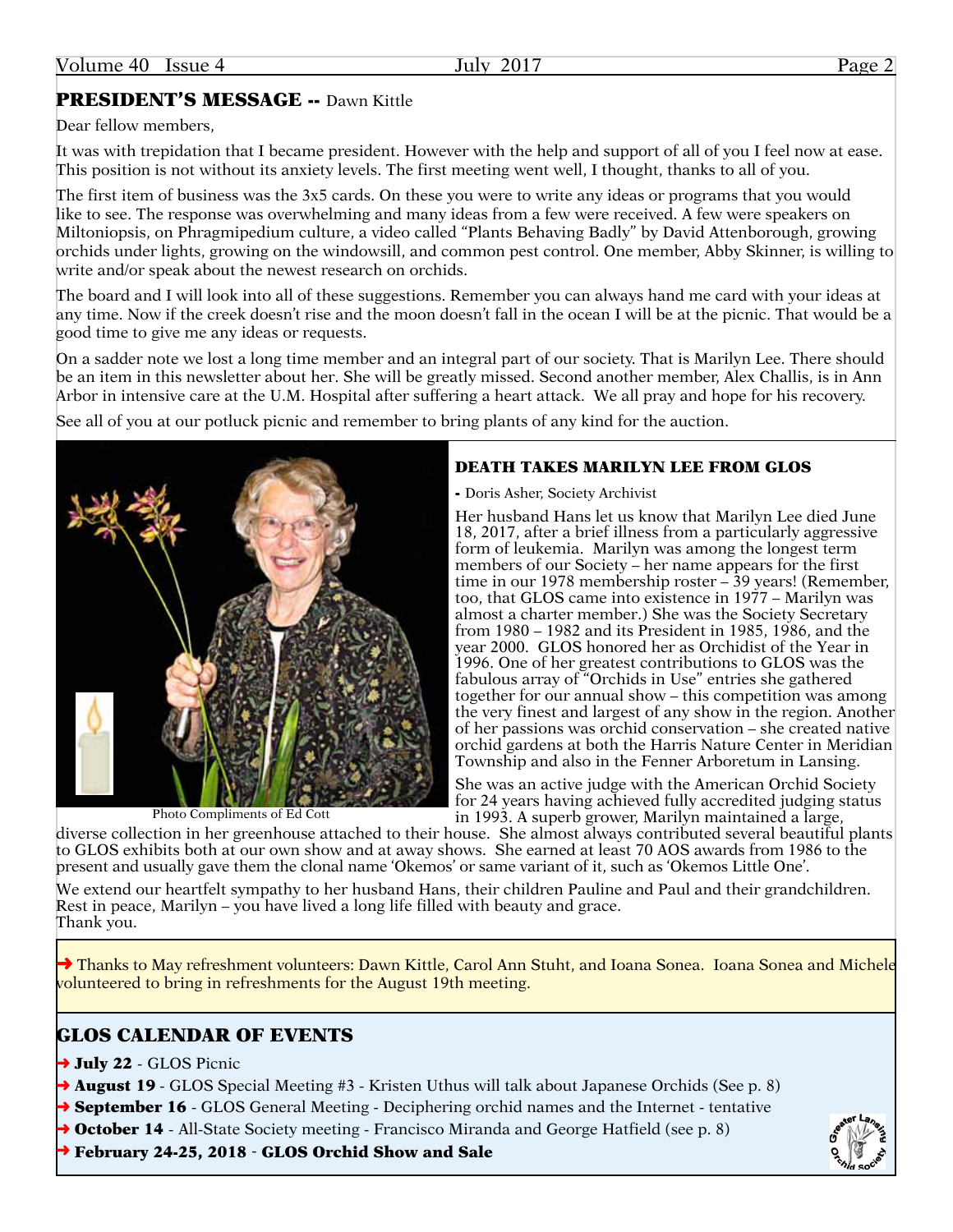## PRESIDENT'S MESSAGE -- Dawn Kittle

Dear fellow members,

It was with trepidation that I became president. However with the help and support of all of you I feel now at ease. This position is not without its anxiety levels. The first meeting went well, I thought, thanks to all of you.

The first item of business was the 3x5 cards. On these you were to write any ideas or programs that you would like to see. The response was overwhelming and many ideas from a few were received. A few were speakers on Miltoniopsis, on Phragmipedium culture, a video called "Plants Behaving Badly" by David Attenborough, growing orchids under lights, growing on the windowsill, and common pest control. One member, Abby Skinner, is willing to write and/or speak about the newest research on orchids.

The board and I will look into all of these suggestions. Remember you can always hand me card with your ideas at any time. Now if the creek doesn't rise and the moon doesn't fall in the ocean I will be at the picnic. That would be a good time to give me any ideas or requests.

On a sadder note we lost a long time member and an integral part of our society. That is Marilyn Lee. There should be an item in this newsletter about her. She will be greatly missed. Second another member, Alex Challis, is in Ann Arbor in intensive care at the U.M. Hospital after suffering a heart attack. We all pray and hope for his recovery.

See all of you at our potluck picnic and remember to bring plants of any kind for the auction.

Photo Compliments of Ed Cott

## DEATH TAKES MARILYN LEE FROM GLOS

- Doris Asher, Society Archivist

Her husband Hans let us know that Marilyn Lee died June 18, 2017, after a brief illness from a particularly aggressive form of leukemia. Marilyn was among the longest term members of our Society – her name appears for the first time in our 1978 membership roster – 39 years! (Remember, too, that GLOS came into existence in 1977 – Marilyn was almost a charter member.) She was the Society Secretary from 1980 – 1982 and its President in 1985, 1986, and the year 2000. GLOS honored her as Orchidist of the Year in 1996. One of her greatest contributions to GLOS was the fabulous array of "Orchids in Use" entries she gathered together for our annual show – this competition was among the very finest and largest of any show in the region. Another of her passions was orchid conservation – she created native orchid gardens at both the Harris Nature Center in Meridian Township and also in the Fenner Arboretum in Lansing.

She was an active judge with the American Orchid Society for 24 years having achieved fully accredited judging status in 1993. A superb grower, Marilyn maintained a large, diverse collection in her greenhouse attached to their house. She almost always contributed several beautiful plants to GLOS exhibits both at our own show and at away shows. She earned at least 70 AOS awards from 1986 to the present and usually gave them the clonal name 'Okemos' or same variant of it, such as 'Okemos Little One'.

We extend our heartfelt sympathy to her husband Hans, their children Pauline and Paul and their grandchildren. Rest in peace, Marilyn – you have lived a long life filled with beauty and grace.
Thank you.

→ Thanks to May refreshment volunteers: Dawn Kittle, Carol Ann Stuht, and Ioana Sonea. Ioana Sonea and Michele volunteered to bring in refreshments for the August 19th meeting.

## GLOS CALENDAR OF EVENTS

→ **July 22** - GLOS Picnic

→ **August 19** - GLOS Special Meeting #3 - Kristen Uthus will talk about Japanese Orchids (See p. 8)

→ **September 16** - GLOS General Meeting - Deciphering orchid names and the Internet - tentative

→ **October 14** - All-State Society meeting - Francisco Miranda and George Hatfield (see p. 8)

→ **February 24-25, 2018** - **GLOS Orchid Show and Sale**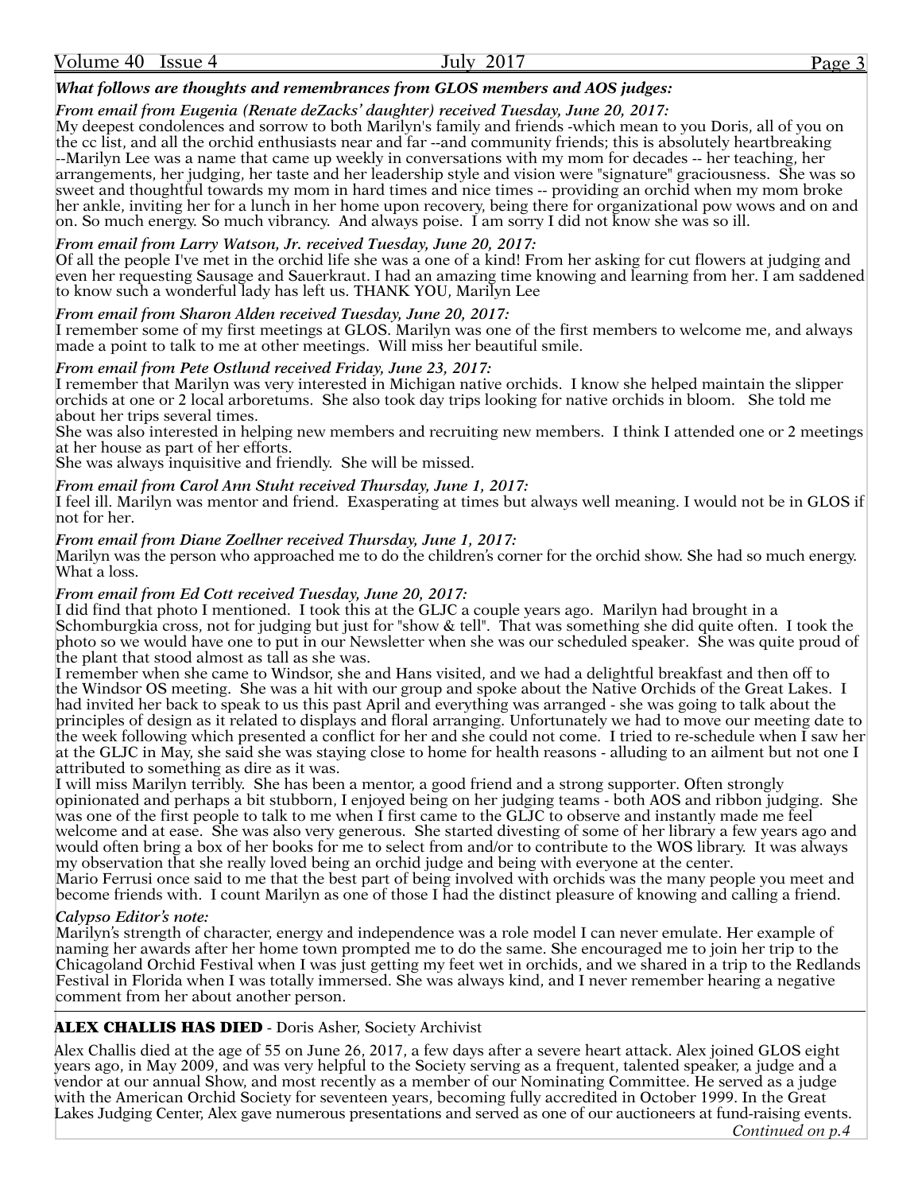***What follows are thoughts and remembrances from GLOS members and AOS judges:***

*From email from Eugenia (Renate deZacks' daughter) received Tuesday, June 20, 2017:*

My deepest condolences and sorrow to both Marilyn's family and friends -which mean to you Doris, all of you on the cc list, and all the orchid enthusiasts near and far --and community friends; this is absolutely heartbreaking --Marilyn Lee was a name that came up weekly in conversations with my mom for decades -- her teaching, her arrangements, her judging, her taste and her leadership style and vision were "signature" graciousness. She was so sweet and thoughtful towards my mom in hard times and nice times -- providing an orchid when my mom broke her ankle, inviting her for a lunch in her home upon recovery, being there for organizational pow wows and on and on. So much energy. So much vibrancy. And always poise. I am sorry I did not know she was so ill.

*From email from Larry Watson, Jr. received Tuesday, June 20, 2017:*

Of all the people I've met in the orchid life she was a one of a kind! From her asking for cut flowers at judging and even her requesting Sausage and Sauerkraut. I had an amazing time knowing and learning from her. I am saddened to know such a wonderful lady has left us. THANK YOU, Marilyn Lee

*From email from Sharon Alden received Tuesday, June 20, 2017:*

I remember some of my first meetings at GLOS. Marilyn was one of the first members to welcome me, and always made a point to talk to me at other meetings. Will miss her beautiful smile.

*From email from Pete Ostlund received Friday, June 23, 2017:*

I remember that Marilyn was very interested in Michigan native orchids. I know she helped maintain the slipper orchids at one or 2 local arboretums. She also took day trips looking for native orchids in bloom. She told me about her trips several times.

She was also interested in helping new members and recruiting new members. I think I attended one or 2 meetings at her house as part of her efforts.

She was always inquisitive and friendly. She will be missed.

*From email from Carol Ann Stuht received Thursday, June 1, 2017:*

I feel ill. Marilyn was mentor and friend. Exasperating at times but always well meaning. I would not be in GLOS if not for her.

*From email from Diane Zoellner received Thursday, June 1, 2017:*

Marilyn was the person who approached me to do the children's corner for the orchid show. She had so much energy. What a loss.

*From email from Ed Cott received Tuesday, June 20, 2017:*

I did find that photo I mentioned. I took this at the GLJC a couple years ago. Marilyn had brought in a Schomburgkia cross, not for judging but just for "show & tell". That was something she did quite often. I took the photo so we would have one to put in our Newsletter when she was our scheduled speaker. She was quite proud of the plant that stood almost as tall as she was.

I remember when she came to Windsor, she and Hans visited, and we had a delightful breakfast and then off to the Windsor OS meeting. She was a hit with our group and spoke about the Native Orchids of the Great Lakes. I had invited her back to speak to us this past April and everything was arranged - she was going to talk about the principles of design as it related to displays and floral arranging. Unfortunately we had to move our meeting date to the week following which presented a conflict for her and she could not come. I tried to re-schedule when I saw her at the GLJC in May, she said she was staying close to home for health reasons - alluding to an ailment but not one I attributed to something as dire as it was.

I will miss Marilyn terribly. She has been a mentor, a good friend and a strong supporter. Often strongly opinionated and perhaps a bit stubborn, I enjoyed being on her judging teams - both AOS and ribbon judging. She was one of the first people to talk to me when I first came to the GLJC to observe and instantly made me feel welcome and at ease. She was also very generous. She started divesting of some of her library a few years ago and would often bring a box of her books for me to select from and/or to contribute to the WOS library. It was always my observation that she really loved being an orchid judge and being with everyone at the center.

Mario Ferrusi once said to me that the best part of being involved with orchids was the many people you meet and become friends with. I count Marilyn as one of those I had the distinct pleasure of knowing and calling a friend.

*Calypso Editor's note:*

Marilyn's strength of character, energy and independence was a role model I can never emulate. Her example of naming her awards after her home town prompted me to do the same. She encouraged me to join her trip to the Chicagoland Orchid Festival when I was just getting my feet wet in orchids, and we shared in a trip to the Redlands Festival in Florida when I was totally immersed. She was always kind, and I never remember hearing a negative comment from her about another person.

## ALEX CHALLIS HAS DIED - Doris Asher, Society Archivist

Alex Challis died at the age of 55 on June 26, 2017, a few days after a severe heart attack. Alex joined GLOS eight years ago, in May 2009, and was very helpful to the Society serving as a frequent, talented speaker, a judge and a vendor at our annual Show, and most recently as a member of our Nominating Committee. He served as a judge with the American Orchid Society for seventeen years, becoming fully accredited in October 1999. In the Great Lakes Judging Center, Alex gave numerous presentations and served as one of our auctioneers at fund-raising events.

*Continued on p.4*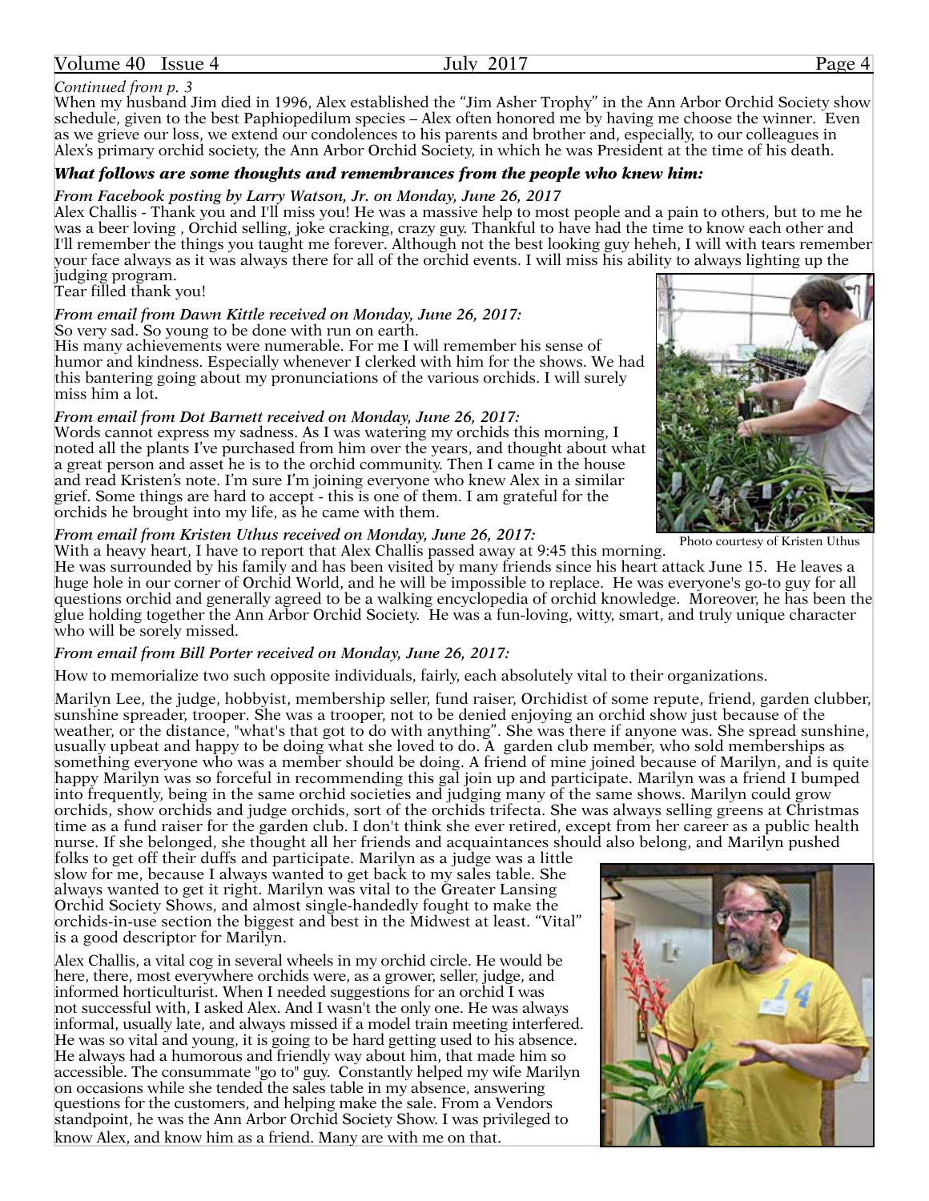*Continued from p. 3*

When my husband Jim died in 1996, Alex established the "Jim Asher Trophy" in the Ann Arbor Orchid Society show schedule, given to the best Paphiopedilum species – Alex often honored me by having me choose the winner. Even as we grieve our loss, we extend our condolences to his parents and brother and, especially, to our colleagues in Alex's primary orchid society, the Ann Arbor Orchid Society, in which he was President at the time of his death.

***What follows are some thoughts and remembrances from the people who knew him:***

*From Facebook posting by Larry Watson, Jr. on Monday, June 26, 2017*

Alex Challis - Thank you and I'll miss you! He was a massive help to most people and a pain to others, but to me he was a beer loving , Orchid selling, joke cracking, crazy guy. Thankful to have had the time to know each other and I'll remember the things you taught me forever. Although not the best looking guy heheh, I will with tears remember your face always as it was always there for all of the orchid events. I will miss his ability to always lighting up the judging program.
Tear filled thank you!

*From email from Dawn Kittle received on Monday, June 26, 2017:*

So very sad. So young to be done with run on earth.
His many achievements were numerable. For me I will remember his sense of humor and kindness. Especially whenever I clerked with him for the shows. We had this bantering going about my pronunciations of the various orchids. I will surely miss him a lot.

*From email from Dot Barnett received on Monday, June 26, 2017:*

Words cannot express my sadness. As I was watering my orchids this morning, I noted all the plants I've purchased from him over the years, and thought about what a great person and asset he is to the orchid community. Then I came in the house and read Kristen's note. I'm sure I'm joining everyone who knew Alex in a similar grief. Some things are hard to accept - this is one of them. I am grateful for the orchids he brought into my life, as he came with them.

Photo courtesy of Kristen Uthus

*From email from Kristen Uthus received on Monday, June 26, 2017:*

With a heavy heart, I have to report that Alex Challis passed away at 9:45 this morning. He was surrounded by his family and has been visited by many friends since his heart attack June 15. He leaves a huge hole in our corner of Orchid World, and he will be impossible to replace. He was everyone's go-to guy for all questions orchid and generally agreed to be a walking encyclopedia of orchid knowledge. Moreover, he has been the glue holding together the Ann Arbor Orchid Society. He was a fun-loving, witty, smart, and truly unique character who will be sorely missed.

*From email from Bill Porter received on Monday, June 26, 2017:*

How to memorialize two such opposite individuals, fairly, each absolutely vital to their organizations.

Marilyn Lee, the judge, hobbyist, membership seller, fund raiser, Orchidist of some repute, friend, garden clubber, sunshine spreader, trooper. She was a trooper, not to be denied enjoying an orchid show just because of the weather, or the distance, "what's that got to do with anything". She was there if anyone was. She spread sunshine, usually upbeat and happy to be doing what she loved to do. A garden club member, who sold memberships as something everyone who was a member should be doing. A friend of mine joined because of Marilyn, and is quite happy Marilyn was so forceful in recommending this gal join up and participate. Marilyn was a friend I bumped into frequently, being in the same orchid societies and judging many of the same shows. Marilyn could grow orchids, show orchids and judge orchids, sort of the orchids trifecta. She was always selling greens at Christmas time as a fund raiser for the garden club. I don't think she ever retired, except from her career as a public health nurse. If she belonged, she thought all her friends and acquaintances should also belong, and Marilyn pushed folks to get off their duffs and participate. Marilyn as a judge was a little slow for me, because I always wanted to get back to my sales table. She always wanted to get it right. Marilyn was vital to the Greater Lansing Orchid Society Shows, and almost single-handedly fought to make the orchids-in-use section the biggest and best in the Midwest at least. "Vital" is a good descriptor for Marilyn.

Alex Challis, a vital cog in several wheels in my orchid circle. He would be here, there, most everywhere orchids were, as a grower, seller, judge, and informed horticulturist. When I needed suggestions for an orchid I was not successful with, I asked Alex. And I wasn't the only one. He was always informal, usually late, and always missed if a model train meeting interfered. He was so vital and young, it is going to be hard getting used to his absence. He always had a humorous and friendly way about him, that made him so accessible. The consummate "go to" guy. Constantly helped my wife Marilyn on occasions while she tended the sales table in my absence, answering questions for the customers, and helping make the sale. From a Vendors standpoint, he was the Ann Arbor Orchid Society Show. I was privileged to know Alex, and know him as a friend. Many are with me on that.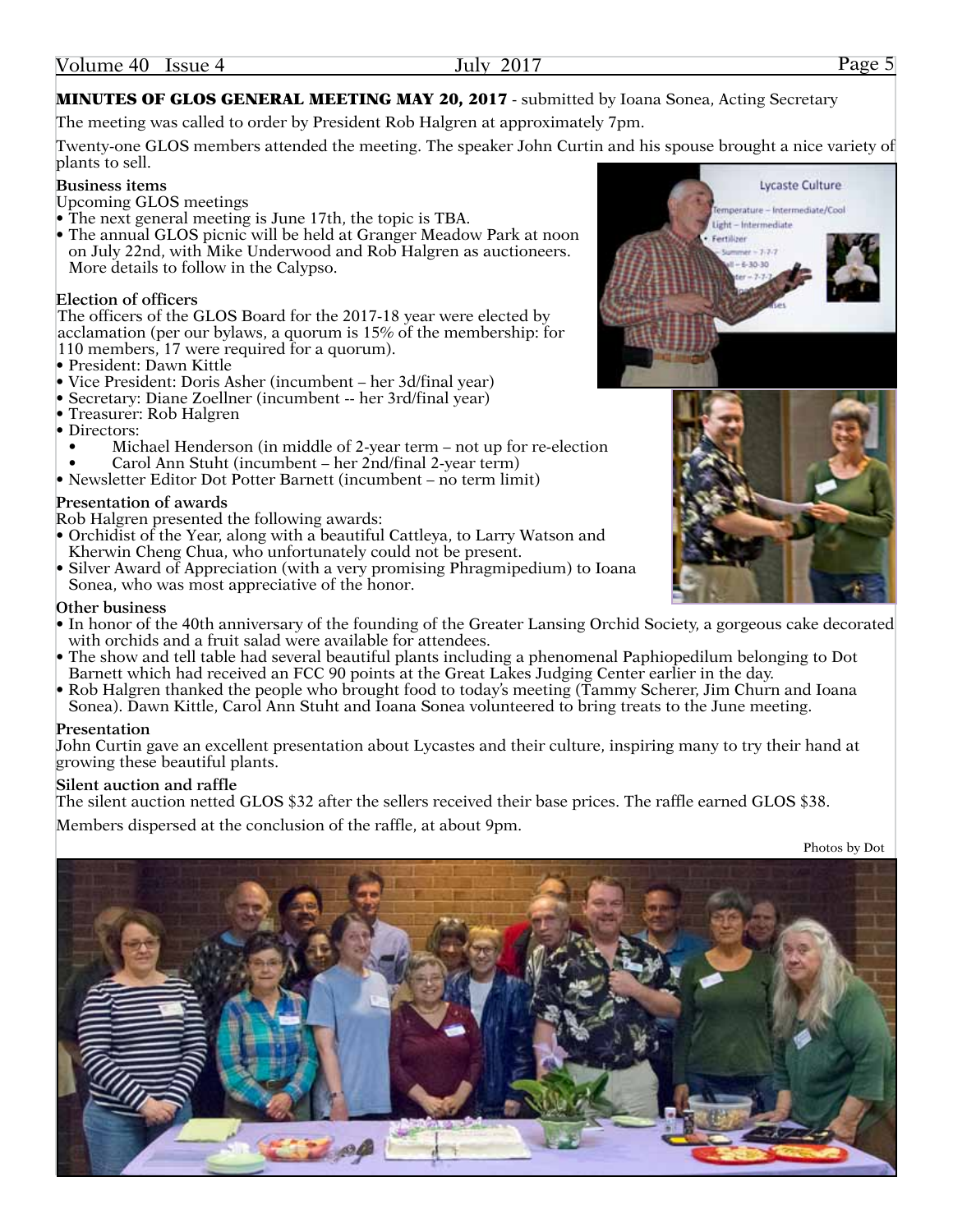**MINUTES OF GLOS GENERAL MEETING MAY 20, 2017** - submitted by Ioana Sonea, Acting Secretary

The meeting was called to order by President Rob Halgren at approximately 7pm.

Twenty-one GLOS members attended the meeting. The speaker John Curtin and his spouse brought a nice variety of plants to sell.

**Business items**

Upcoming GLOS meetings

- The next general meeting is June 17th, the topic is TBA.
- The annual GLOS picnic will be held at Granger Meadow Park at noon on July 22nd, with Mike Underwood and Rob Halgren as auctioneers. More details to follow in the Calypso.

**Election of officers**

The officers of the GLOS Board for the 2017-18 year were elected by acclamation (per our bylaws, a quorum is 15% of the membership: for 110 members, 17 were required for a quorum).

- President: Dawn Kittle
- Vice President: Doris Asher (incumbent – her 3d/final year)
- Secretary: Diane Zoellner (incumbent -- her 3rd/final year)
- Treasurer: Rob Halgren
- Directors:
    - Michael Henderson (in middle of 2-year term – not up for re-election
    - Carol Ann Stuht (incumbent – her 2nd/final 2-year term)
- Newsletter Editor Dot Potter Barnett (incumbent – no term limit)

**Presentation of awards**

Rob Halgren presented the following awards:

- Orchidist of the Year, along with a beautiful Cattleya, to Larry Watson and Kherwin Cheng Chua, who unfortunately could not be present.
- Silver Award of Appreciation (with a very promising Phragmipedium) to Ioana Sonea, who was most appreciative of the honor.

**Other business**

- In honor of the 40th anniversary of the founding of the Greater Lansing Orchid Society, a gorgeous cake decorated with orchids and a fruit salad were available for attendees.
- The show and tell table had several beautiful plants including a phenomenal Paphiopedilum belonging to Dot Barnett which had received an FCC 90 points at the Great Lakes Judging Center earlier in the day.
- Rob Halgren thanked the people who brought food to today's meeting (Tammy Scherer, Jim Churn and Ioana Sonea). Dawn Kittle, Carol Ann Stuht and Ioana Sonea volunteered to bring treats to the June meeting.

**Presentation**

John Curtin gave an excellent presentation about Lycastes and their culture, inspiring many to try their hand at growing these beautiful plants.

**Silent auction and raffle**

The silent auction netted GLOS $32 after the sellers received their base prices. The raffle earned GLOS $38.

Members dispersed at the conclusion of the raffle, at about 9pm.

Photos by Dot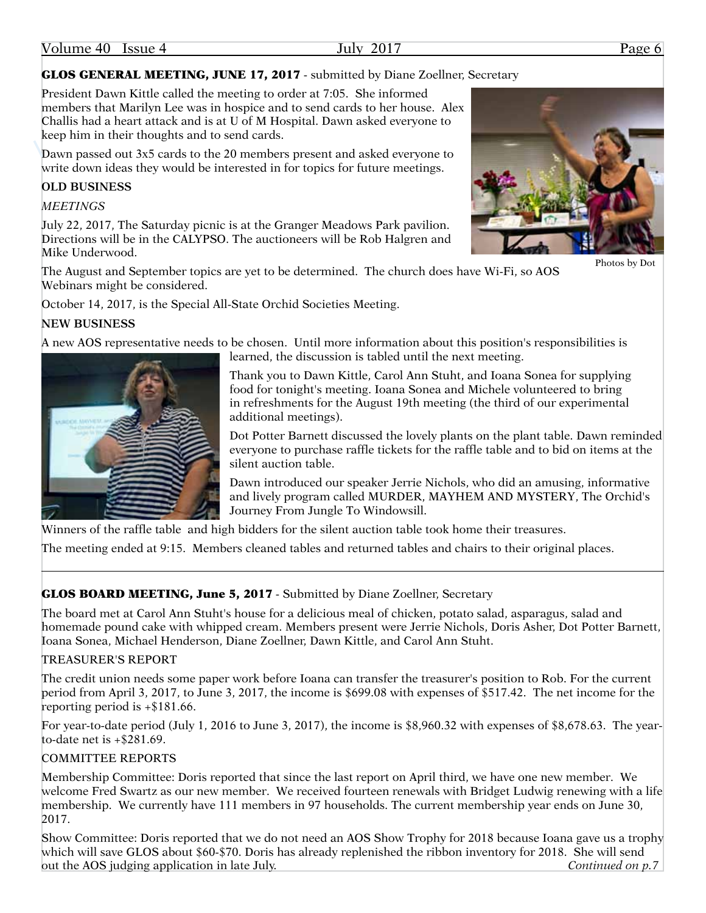## GLOS GENERAL MEETING, JUNE 17, 2017 - submitted by Diane Zoellner, Secretary

President Dawn Kittle called the meeting to order at 7:05. She informed members that Marilyn Lee was in hospice and to send cards to her house. Alex Challis had a heart attack and is at U of M Hospital. Dawn asked everyone to keep him in their thoughts and to send cards.

Dawn passed out 3x5 cards to the 20 members present and asked everyone to write down ideas they would be interested in for topics for future meetings.

Photos by Dot

**OLD BUSINESS**

*MEETINGS*

July 22, 2017, The Saturday picnic is at the Granger Meadows Park pavilion. Directions will be in the CALYPSO. The auctioneers will be Rob Halgren and Mike Underwood.

The August and September topics are yet to be determined. The church does have Wi-Fi, so AOS Webinars might be considered.

October 14, 2017, is the Special All-State Orchid Societies Meeting.

**NEW BUSINESS**

A new AOS representative needs to be chosen. Until more information about this position's responsibilities is learned, the discussion is tabled until the next meeting.

Thank you to Dawn Kittle, Carol Ann Stuht, and Ioana Sonea for supplying food for tonight's meeting. Ioana Sonea and Michele volunteered to bring in refreshments for the August 19th meeting (the third of our experimental additional meetings).

Dot Potter Barnett discussed the lovely plants on the plant table. Dawn reminded everyone to purchase raffle tickets for the raffle table and to bid on items at the silent auction table.

Dawn introduced our speaker Jerrie Nichols, who did an amusing, informative and lively program called MURDER, MAYHEM AND MYSTERY, The Orchid's Journey From Jungle To Windowsill.

Winners of the raffle table and high bidders for the silent auction table took home their treasures.

The meeting ended at 9:15. Members cleaned tables and returned tables and chairs to their original places.

---

## GLOS BOARD MEETING, June 5, 2017 - Submitted by Diane Zoellner, Secretary

The board met at Carol Ann Stuht's house for a delicious meal of chicken, potato salad, asparagus, salad and homemade pound cake with whipped cream. Members present were Jerrie Nichols, Doris Asher, Dot Potter Barnett, Ioana Sonea, Michael Henderson, Diane Zoellner, Dawn Kittle, and Carol Ann Stuht.

TREASURER'S REPORT

The credit union needs some paper work before Ioana can transfer the treasurer's position to Rob. For the current period from April 3, 2017, to June 3, 2017, the income is $699.08 with expenses of $517.42. The net income for the reporting period is +$181.66.

For year-to-date period (July 1, 2016 to June 3, 2017), the income is $8,960.32 with expenses of $8,678.63. The year-to-date net is +$281.69.

COMMITTEE REPORTS

Membership Committee: Doris reported that since the last report on April third, we have one new member. We welcome Fred Swartz as our new member. We received fourteen renewals with Bridget Ludwig renewing with a life membership. We currently have 111 members in 97 households. The current membership year ends on June 30, 2017.

Show Committee: Doris reported that we do not need an AOS Show Trophy for 2018 because Ioana gave us a trophy which will save GLOS about $60-$70. Doris has already replenished the ribbon inventory for 2018. She will send out the AOS judging application in late July.

*Continued on p.7*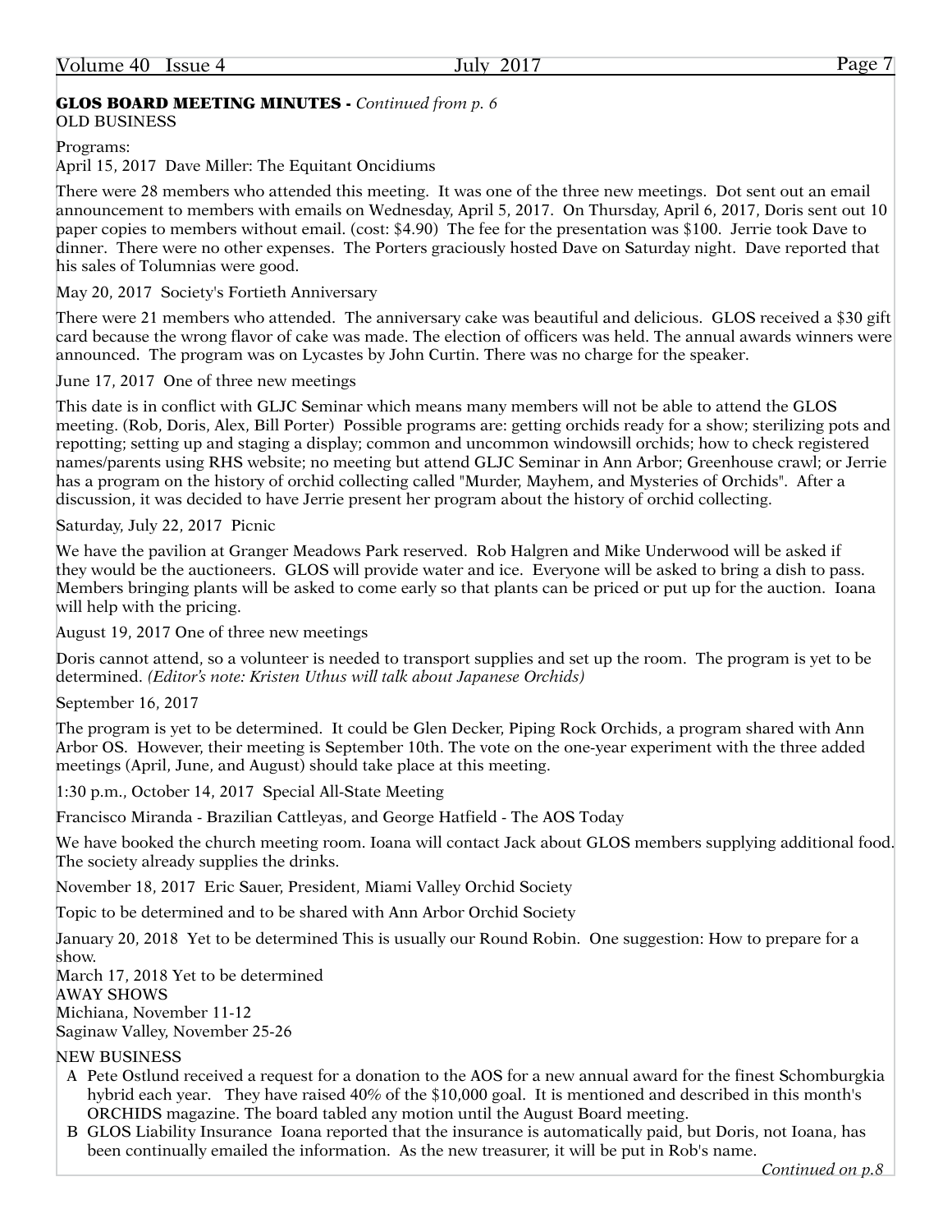**GLOS BOARD MEETING MINUTES** - *Continued from p. 6*

OLD BUSINESS

Programs:

April 15, 2017 Dave Miller: The Equitant Oncidiums

There were 28 members who attended this meeting. It was one of the three new meetings. Dot sent out an email announcement to members with emails on Wednesday, April 5, 2017. On Thursday, April 6, 2017, Doris sent out 10 paper copies to members without email. (cost: $4.90) The fee for the presentation was $100. Jerrie took Dave to dinner. There were no other expenses. The Porters graciously hosted Dave on Saturday night. Dave reported that his sales of Tolumnias were good.

May 20, 2017 Society's Fortieth Anniversary

There were 21 members who attended. The anniversary cake was beautiful and delicious. GLOS received a $30 gift card because the wrong flavor of cake was made. The election of officers was held. The annual awards winners were announced. The program was on Lycastes by John Curtin. There was no charge for the speaker.

June 17, 2017 One of three new meetings

This date is in conflict with GLJC Seminar which means many members will not be able to attend the GLOS meeting. (Rob, Doris, Alex, Bill Porter) Possible programs are: getting orchids ready for a show; sterilizing pots and repotting; setting up and staging a display; common and uncommon windowsill orchids; how to check registered names/parents using RHS website; no meeting but attend GLJC Seminar in Ann Arbor; Greenhouse crawl; or Jerrie has a program on the history of orchid collecting called "Murder, Mayhem, and Mysteries of Orchids". After a discussion, it was decided to have Jerrie present her program about the history of orchid collecting.

Saturday, July 22, 2017 Picnic

We have the pavilion at Granger Meadows Park reserved. Rob Halgren and Mike Underwood will be asked if they would be the auctioneers. GLOS will provide water and ice. Everyone will be asked to bring a dish to pass. Members bringing plants will be asked to come early so that plants can be priced or put up for the auction. Ioana will help with the pricing.

August 19, 2017 One of three new meetings

Doris cannot attend, so a volunteer is needed to transport supplies and set up the room. The program is yet to be determined. *(Editor's note: Kristen Uthus will talk about Japanese Orchids)*

September 16, 2017

The program is yet to be determined. It could be Glen Decker, Piping Rock Orchids, a program shared with Ann Arbor OS. However, their meeting is September 10th. The vote on the one-year experiment with the three added meetings (April, June, and August) should take place at this meeting.

1:30 p.m., October 14, 2017 Special All-State Meeting

Francisco Miranda - Brazilian Cattleyas, and George Hatfield - The AOS Today

We have booked the church meeting room. Ioana will contact Jack about GLOS members supplying additional food. The society already supplies the drinks.

November 18, 2017 Eric Sauer, President, Miami Valley Orchid Society

Topic to be determined and to be shared with Ann Arbor Orchid Society

January 20, 2018 Yet to be determined This is usually our Round Robin. One suggestion: How to prepare for a show.

March 17, 2018 Yet to be determined

AWAY SHOWS

Michiana, November 11-12

Saginaw Valley, November 25-26

NEW BUSINESS

A Pete Ostlund received a request for a donation to the AOS for a new annual award for the finest Schomburgkia hybrid each year. They have raised 40% of the $10,000 goal. It is mentioned and described in this month's ORCHIDS magazine. The board tabled any motion until the August Board meeting.

B GLOS Liability Insurance Ioana reported that the insurance is automatically paid, but Doris, not Ioana, has been continually emailed the information. As the new treasurer, it will be put in Rob's name.

*Continued on p.8*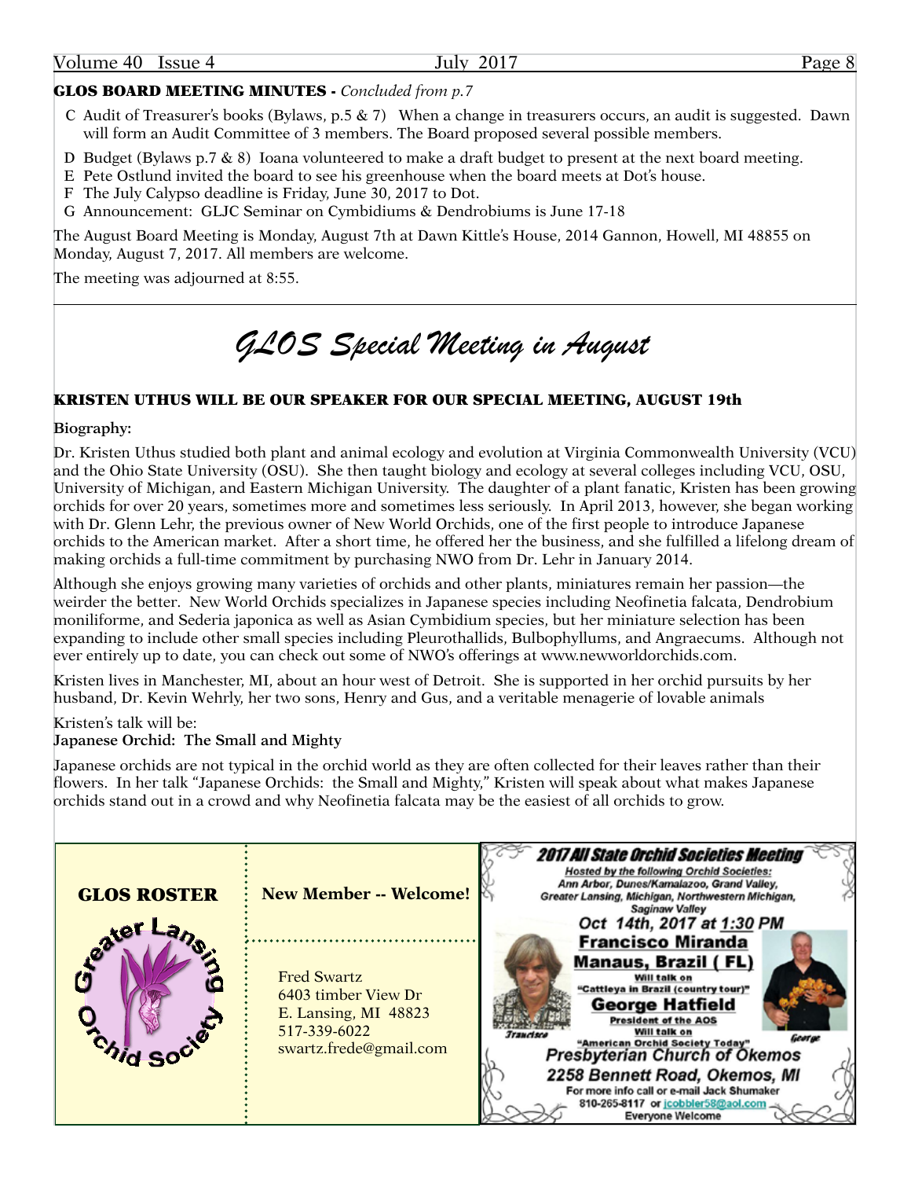**GLOS BOARD MEETING MINUTES -** *Concluded from p.7*

C Audit of Treasurer's books (Bylaws, p.5 & 7) When a change in treasurers occurs, an audit is suggested. Dawn will form an Audit Committee of 3 members. The Board proposed several possible members.

D Budget (Bylaws p.7 & 8) Ioana volunteered to make a draft budget to present at the next board meeting.

E Pete Ostlund invited the board to see his greenhouse when the board meets at Dot's house.

F The July Calypso deadline is Friday, June 30, 2017 to Dot.

G Announcement: GLJC Seminar on Cymbidiums & Dendrobiums is June 17-18

The August Board Meeting is Monday, August 7th at Dawn Kittle's House, 2014 Gannon, Howell, MI 48855 on Monday, August 7, 2017. All members are welcome.

The meeting was adjourned at 8:55.

# *GLOS Special Meeting in August*

## KRISTEN UTHUS WILL BE OUR SPEAKER FOR OUR SPECIAL MEETING, AUGUST 19th

**Biography:**

Dr. Kristen Uthus studied both plant and animal ecology and evolution at Virginia Commonwealth University (VCU) and the Ohio State University (OSU). She then taught biology and ecology at several colleges including VCU, OSU, University of Michigan, and Eastern Michigan University. The daughter of a plant fanatic, Kristen has been growing orchids for over 20 years, sometimes more and sometimes less seriously. In April 2013, however, she began working with Dr. Glenn Lehr, the previous owner of New World Orchids, one of the first people to introduce Japanese orchids to the American market. After a short time, he offered her the business, and she fulfilled a lifelong dream of making orchids a full-time commitment by purchasing NWO from Dr. Lehr in January 2014.

Although she enjoys growing many varieties of orchids and other plants, miniatures remain her passion—the weirder the better. New World Orchids specializes in Japanese species including Neofinetia falcata, Dendrobium moniliforme, and Sederia japonica as well as Asian Cymbidium species, but her miniature selection has been expanding to include other small species including Pleurothallids, Bulbophyllums, and Angraecums. Although not ever entirely up to date, you can check out some of NWO's offerings at www.newworldorchids.com.

Kristen lives in Manchester, MI, about an hour west of Detroit. She is supported in her orchid pursuits by her husband, Dr. Kevin Wehrly, her two sons, Henry and Gus, and a veritable menagerie of lovable animals

Kristen's talk will be:
**Japanese Orchid: The Small and Mighty**

Japanese orchids are not typical in the orchid world as they are often collected for their leaves rather than their flowers. In her talk "Japanese Orchids: the Small and Mighty," Kristen will speak about what makes Japanese orchids stand out in a crowd and why Neofinetia falcata may be the easiest of all orchids to grow.

**GLOS ROSTER**

Greater Lansing Orchid Society

**New Member -- Welcome!**

Fred Swartz
6403 timber View Dr
E. Lansing, MI 48823
517-339-6022
swartz.frede@gmail.com

**2017 All State Orchid Societies Meeting**

Hosted by the following Orchid Societies:
Ann Arbor, Dunes/Kamalazoo, Grand Valley, Greater Lansing, Michigan, Northwestern Michigan, Saginaw Valley

Oct 14th, 2017 at 1:30 PM

**Francisco Miranda**
**Manaus, Brazil ( FL)**
Will talk on "Cattleya in Brazil (country tour)"

**George Hatfield**
President of the AOS
Will talk on "American Orchid Society Today"

Francisco — George

**Presbyterian Church of Okemos**
**2258 Bennett Road, Okemos, MI**

For more info call or e-mail Jack Shumaker
810-265-8117 or jcobbler58@aol.com
Everyone Welcome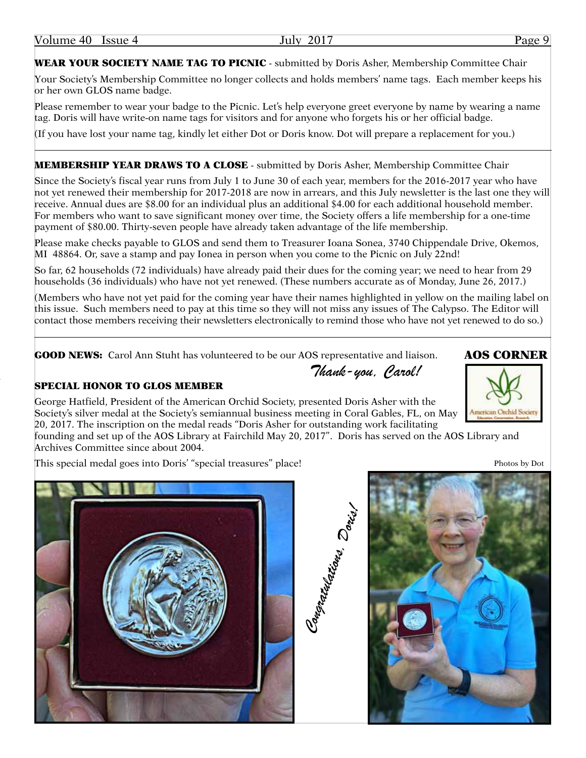**WEAR YOUR SOCIETY NAME TAG TO PICNIC** - submitted by Doris Asher, Membership Committee Chair

Your Society's Membership Committee no longer collects and holds members' name tags. Each member keeps his or her own GLOS name badge.

Please remember to wear your badge to the Picnic. Let's help everyone greet everyone by name by wearing a name tag. Doris will have write-on name tags for visitors and for anyone who forgets his or her official badge.

(If you have lost your name tag, kindly let either Dot or Doris know. Dot will prepare a replacement for you.)

---

**MEMBERSHIP YEAR DRAWS TO A CLOSE** - submitted by Doris Asher, Membership Committee Chair

Since the Society's fiscal year runs from July 1 to June 30 of each year, members for the 2016-2017 year who have not yet renewed their membership for 2017-2018 are now in arrears, and this July newsletter is the last one they will receive. Annual dues are $8.00 for an individual plus an additional $4.00 for each additional household member. For members who want to save significant money over time, the Society offers a life membership for a one-time payment of $80.00. Thirty-seven people have already taken advantage of the life membership.

Please make checks payable to GLOS and send them to Treasurer Ioana Sonea, 3740 Chippendale Drive, Okemos, MI 48864. Or, save a stamp and pay Ionea in person when you come to the Picnic on July 22nd!

So far, 62 households (72 individuals) have already paid their dues for the coming year; we need to hear from 29 households (36 individuals) who have not yet renewed. (These numbers accurate as of Monday, June 26, 2017.)

(Members who have not yet paid for the coming year have their names highlighted in yellow on the mailing label on this issue. Such members need to pay at this time so they will not miss any issues of The Calypso. The Editor will contact those members receiving their newsletters electronically to remind those who have not yet renewed to do so.)

---

## AOS CORNER

**GOOD NEWS:** Carol Ann Stuht has volunteered to be our AOS representative and liaison.

*Thank-you, Carol!*

**SPECIAL HONOR TO GLOS MEMBER**

George Hatfield, President of the American Orchid Society, presented Doris Asher with the Society's silver medal at the Society's semiannual business meeting in Coral Gables, FL, on May 20, 2017. The inscription on the medal reads "Doris Asher for outstanding work facilitating founding and set up of the AOS Library at Fairchild May 20, 2017". Doris has served on the AOS Library and Archives Committee since about 2004.

This special medal goes into Doris' "special treasures" place!

Photos by Dot

*Congratulations, Doris!*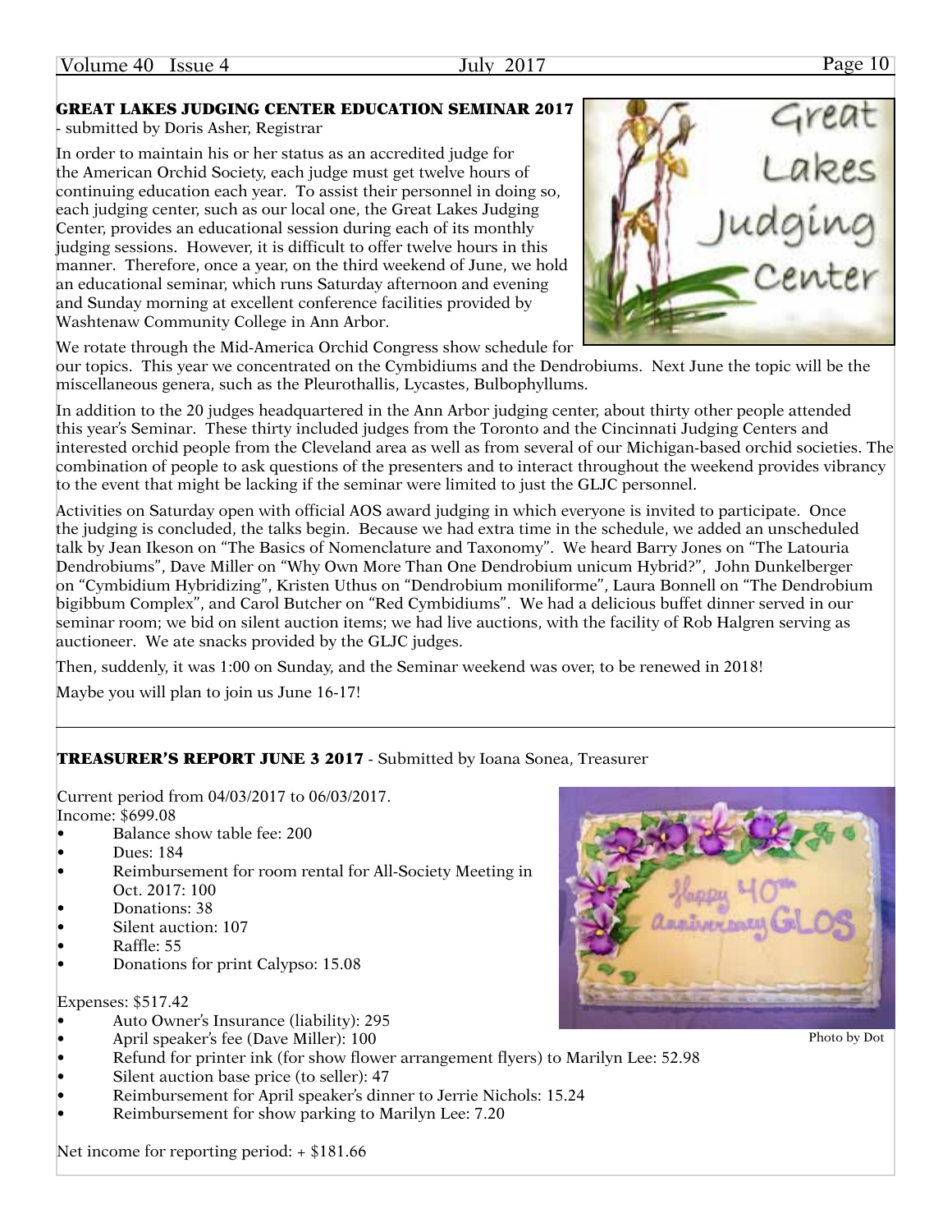## GREAT LAKES JUDGING CENTER EDUCATION SEMINAR 2017

- submitted by Doris Asher, Registrar

In order to maintain his or her status as an accredited judge for the American Orchid Society, each judge must get twelve hours of continuing education each year. To assist their personnel in doing so, each judging center, such as our local one, the Great Lakes Judging Center, provides an educational session during each of its monthly judging sessions. However, it is difficult to offer twelve hours in this manner. Therefore, once a year, on the third weekend of June, we hold an educational seminar, which runs Saturday afternoon and evening and Sunday morning at excellent conference facilities provided by Washtenaw Community College in Ann Arbor.

We rotate through the Mid-America Orchid Congress show schedule for our topics. This year we concentrated on the Cymbidiums and the Dendrobiums. Next June the topic will be the miscellaneous genera, such as the Pleurothallis, Lycastes, Bulbophyllums.

In addition to the 20 judges headquartered in the Ann Arbor judging center, about thirty other people attended this year's Seminar. These thirty included judges from the Toronto and the Cincinnati Judging Centers and interested orchid people from the Cleveland area as well as from several of our Michigan-based orchid societies. The combination of people to ask questions of the presenters and to interact throughout the weekend provides vibrancy to the event that might be lacking if the seminar were limited to just the GLJC personnel.

Activities on Saturday open with official AOS award judging in which everyone is invited to participate. Once the judging is concluded, the talks begin. Because we had extra time in the schedule, we added an unscheduled talk by Jean Ikeson on "The Basics of Nomenclature and Taxonomy". We heard Barry Jones on "The Latouria Dendrobiums", Dave Miller on "Why Own More Than One Dendrobium unicum Hybrid?", John Dunkelberger on "Cymbidium Hybridizing", Kristen Uthus on "Dendrobium moniliforme", Laura Bonnell on "The Dendrobium bigibbum Complex", and Carol Butcher on "Red Cymbidiums". We had a delicious buffet dinner served in our seminar room; we bid on silent auction items; we had live auctions, with the facility of Rob Halgren serving as auctioneer. We ate snacks provided by the GLJC judges.

Then, suddenly, it was 1:00 on Sunday, and the Seminar weekend was over, to be renewed in 2018!

Maybe you will plan to join us June 16-17!

---

## TREASURER'S REPORT JUNE 3 2017 - Submitted by Ioana Sonea, Treasurer

Current period from 04/03/2017 to 06/03/2017.

Income: $699.08

- Balance show table fee: 200
- Dues: 184
- Reimbursement for room rental for All-Society Meeting in Oct. 2017: 100
- Donations: 38
- Silent auction: 107
- Raffle: 55
- Donations for print Calypso: 15.08

Expenses: $517.42

- Auto Owner's Insurance (liability): 295
- April speaker's fee (Dave Miller): 100
- Refund for printer ink (for show flower arrangement flyers) to Marilyn Lee: 52.98
- Silent auction base price (to seller): 47
- Reimbursement for April speaker's dinner to Jerrie Nichols: 15.24
- Reimbursement for show parking to Marilyn Lee: 7.20

Net income for reporting period: + $181.66

Photo by Dot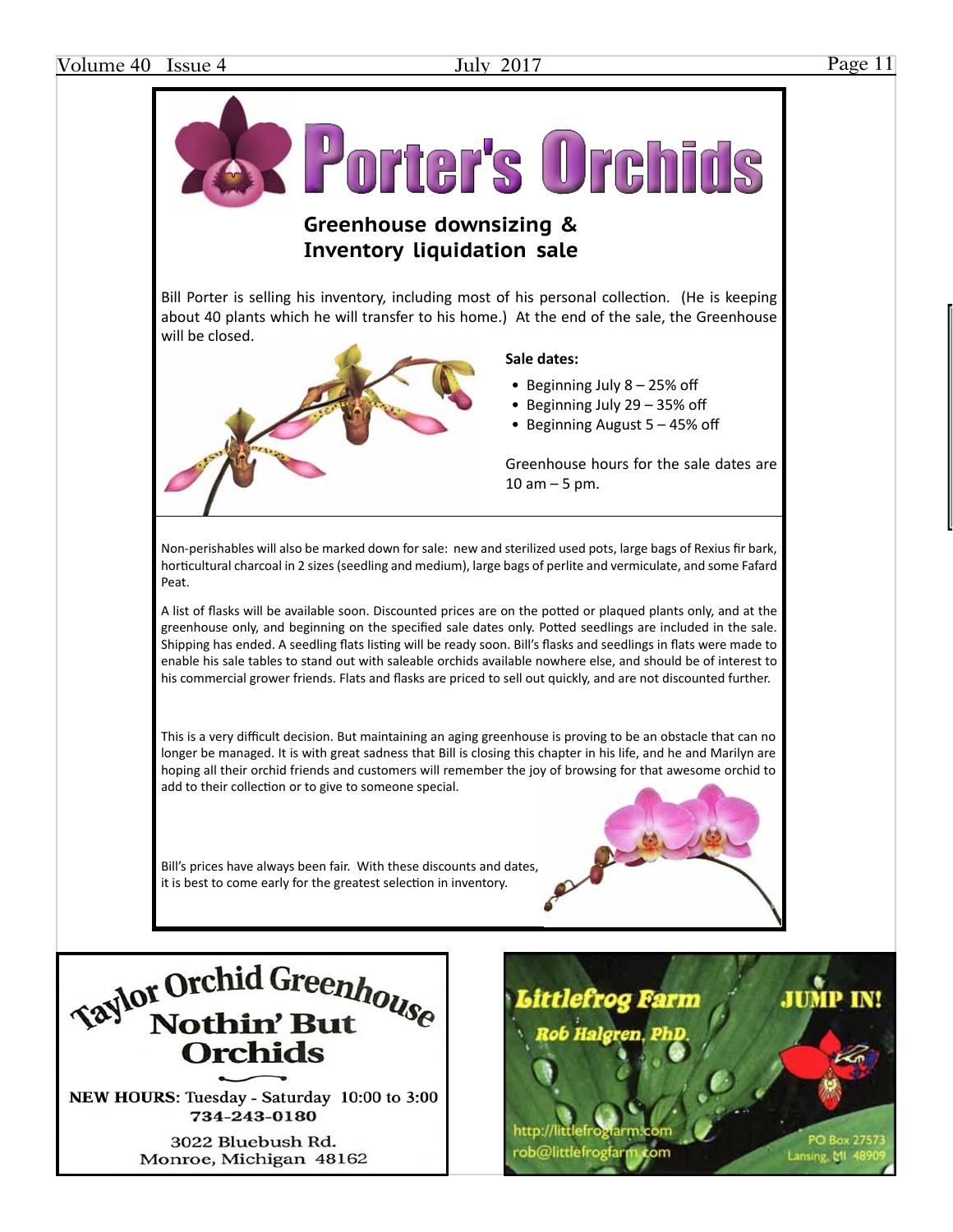# Porter's Orchids

## Greenhouse downsizing & Inventory liquidation sale

Bill Porter is selling his inventory, including most of his personal collection. (He is keeping about 40 plants which he will transfer to his home.) At the end of the sale, the Greenhouse will be closed.

**Sale dates:**

- Beginning July 8 – 25% off
- Beginning July 29 – 35% off
- Beginning August 5 – 45% off

Greenhouse hours for the sale dates are 10 am – 5 pm.

Non-perishables will also be marked down for sale: new and sterilized used pots, large bags of Rexius fir bark, horticultural charcoal in 2 sizes (seedling and medium), large bags of perlite and vermiculate, and some Fafard Peat.

A list of flasks will be available soon. Discounted prices are on the potted or plaqued plants only, and at the greenhouse only, and beginning on the specified sale dates only. Potted seedlings are included in the sale. Shipping has ended. A seedling flats listing will be ready soon. Bill's flasks and seedlings in flats were made to enable his sale tables to stand out with saleable orchids available nowhere else, and should be of interest to his commercial grower friends. Flats and flasks are priced to sell out quickly, and are not discounted further.

This is a very difficult decision. But maintaining an aging greenhouse is proving to be an obstacle that can no longer be managed. It is with great sadness that Bill is closing this chapter in his life, and he and Marilyn are hoping all their orchid friends and customers will remember the joy of browsing for that awesome orchid to add to their collection or to give to someone special.

Bill's prices have always been fair. With these discounts and dates, it is best to come early for the greatest selection in inventory.

---

**Taylor Orchid Greenhouse**

**Nothin' But Orchids**

**NEW HOURS**: Tuesday - Saturday 10:00 to 3:00

734-243-0180

3022 Bluebush Rd.
Monroe, Michigan 48162

---

**Littlefrog Farm**

**Rob Halgren, PhD.**

**JUMP IN!**

http://littlefrogfarm.com
rob@littlefrogfarm.com

PO Box 27573
Lansing, MI 48909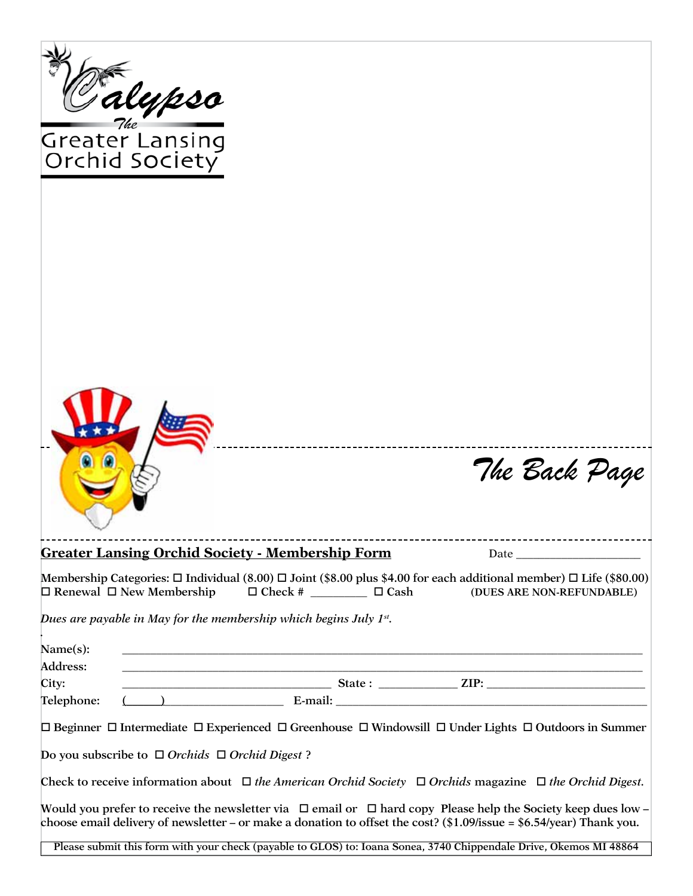Calypso

The Greater Lansing Orchid Society

*The Back Page*

## Greater Lansing Orchid Society - Membership Form

Date ____________________

Membership Categories: ☐ Individual (8.00) ☐ Joint ($8.00 plus $4.00 for each additional member) ☐ Life ($80.00)
☐ Renewal ☐ New Membership ☐ Check # _________ ☐ Cash **(DUES ARE NON-REFUNDABLE)**

*Dues are payable in May for the membership which begins July 1st.*

Name(s): ____________________________________________

Address: ____________________________________________

City: ______________________ State : ___________ ZIP: ______________________

Telephone: (_____)__________________ E-mail: ______________________________

☐ Beginner ☐ Intermediate ☐ Experienced ☐ Greenhouse ☐ Windowsill ☐ Under Lights ☐ Outdoors in Summer

Do you subscribe to ☐ *Orchids* ☐ *Orchid Digest* ?

Check to receive information about ☐ *the American Orchid Society* ☐ *Orchids* magazine ☐ *the Orchid Digest.*

Would you prefer to receive the newsletter via ☐ email or ☐ hard copy Please help the Society keep dues low – choose email delivery of newsletter – or make a donation to offset the cost? ($1.09/issue = $6.54/year) Thank you.

Please submit this form with your check (payable to GLOS) to: Ioana Sonea, 3740 Chippendale Drive, Okemos MI 48864